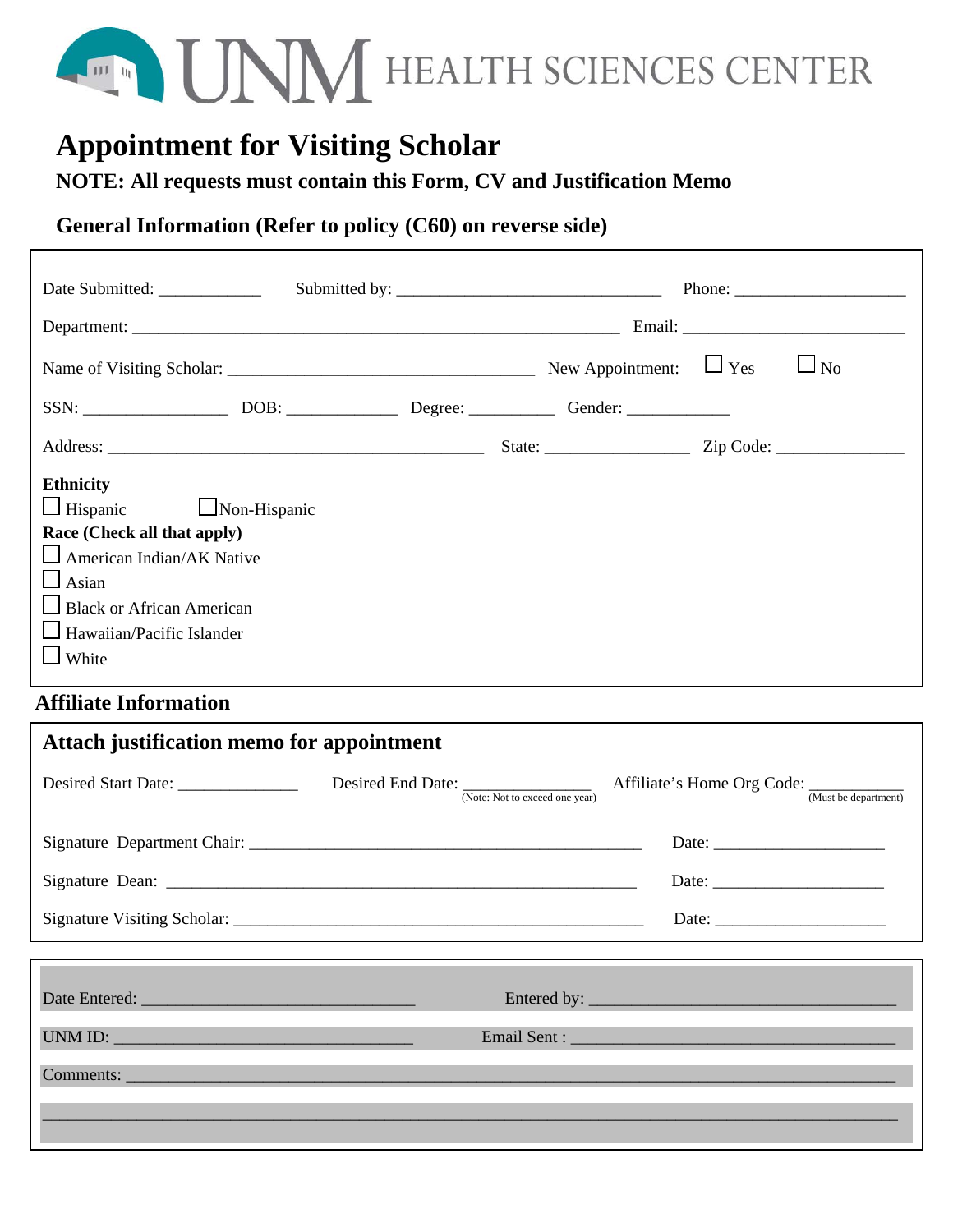UNM HEALTH SCIENCES CENTER

# Appointment for Visiting Scholar

**NOTE: All requests must contain this Form, CV and Justification Memo**

## General Information (Refer to policy (C60) on reverse side)

Date Submitted: ____________ Submitted by: ______________________________ Phone: ___________________

Department: __________________________________________________________ Email: _________________________

Name of Visiting Scholar: ___________________________________ New Appointment: ☐ Yes ☐ No

SSN: ________________ DOB: _____________ Degree: __________ Gender: ____________

Address: ____________________________________________ State: ________________ Zip Code: _______________

**Ethnicity**

☐ Hispanic ☐ Non-Hispanic

**Race (Check all that apply)**

☐ American Indian/AK Native
☐ Asian
☐ Black or African American
☐ Hawaiian/Pacific Islander
☐ White

## Affiliate Information

**Attach justification memo for appointment**

Desired Start Date: ______________ Desired End Date: ______________ (Note: Not to exceed one year) Affiliate's Home Org Code: __________ (Must be department)

Signature Department Chair: ______________________________________________ Date: ____________________

Signature Dean: ________________________________________________________ Date: ____________________

Signature Visiting Scholar: ________________________________________________ Date: ____________________

Date Entered: _______________________________ Entered by: ___________________________________

UNM ID: __________________________________ Email Sent : _____________________________________

Comments: ______________________________________________________________________________________

_______________________________________________________________________________________________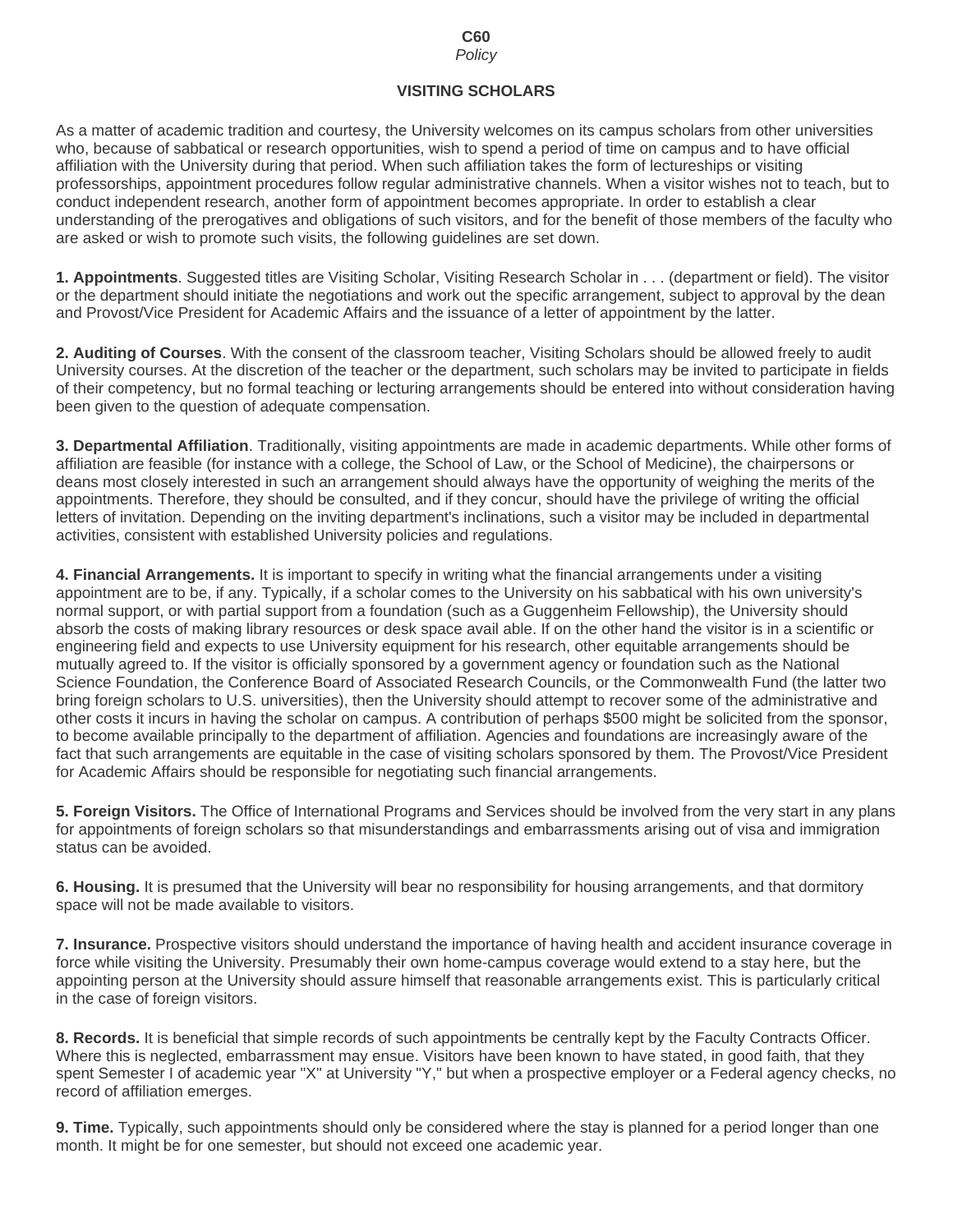**C60**
*Policy*

## VISITING SCHOLARS

As a matter of academic tradition and courtesy, the University welcomes on its campus scholars from other universities who, because of sabbatical or research opportunities, wish to spend a period of time on campus and to have official affiliation with the University during that period. When such affiliation takes the form of lectureships or visiting professorships, appointment procedures follow regular administrative channels. When a visitor wishes not to teach, but to conduct independent research, another form of appointment becomes appropriate. In order to establish a clear understanding of the prerogatives and obligations of such visitors, and for the benefit of those members of the faculty who are asked or wish to promote such visits, the following guidelines are set down.

**1. Appointments**. Suggested titles are Visiting Scholar, Visiting Research Scholar in . . . (department or field). The visitor or the department should initiate the negotiations and work out the specific arrangement, subject to approval by the dean and Provost/Vice President for Academic Affairs and the issuance of a letter of appointment by the latter.

**2. Auditing of Courses**. With the consent of the classroom teacher, Visiting Scholars should be allowed freely to audit University courses. At the discretion of the teacher or the department, such scholars may be invited to participate in fields of their competency, but no formal teaching or lecturing arrangements should be entered into without consideration having been given to the question of adequate compensation.

**3. Departmental Affiliation**. Traditionally, visiting appointments are made in academic departments. While other forms of affiliation are feasible (for instance with a college, the School of Law, or the School of Medicine), the chairpersons or deans most closely interested in such an arrangement should always have the opportunity of weighing the merits of the appointments. Therefore, they should be consulted, and if they concur, should have the privilege of writing the official letters of invitation. Depending on the inviting department's inclinations, such a visitor may be included in departmental activities, consistent with established University policies and regulations.

**4. Financial Arrangements.** It is important to specify in writing what the financial arrangements under a visiting appointment are to be, if any. Typically, if a scholar comes to the University on his sabbatical with his own university's normal support, or with partial support from a foundation (such as a Guggenheim Fellowship), the University should absorb the costs of making library resources or desk space avail able. If on the other hand the visitor is in a scientific or engineering field and expects to use University equipment for his research, other equitable arrangements should be mutually agreed to. If the visitor is officially sponsored by a government agency or foundation such as the National Science Foundation, the Conference Board of Associated Research Councils, or the Commonwealth Fund (the latter two bring foreign scholars to U.S. universities), then the University should attempt to recover some of the administrative and other costs it incurs in having the scholar on campus. A contribution of perhaps $500 might be solicited from the sponsor, to become available principally to the department of affiliation. Agencies and foundations are increasingly aware of the fact that such arrangements are equitable in the case of visiting scholars sponsored by them. The Provost/Vice President for Academic Affairs should be responsible for negotiating such financial arrangements.

**5. Foreign Visitors.** The Office of International Programs and Services should be involved from the very start in any plans for appointments of foreign scholars so that misunderstandings and embarrassments arising out of visa and immigration status can be avoided.

**6. Housing.** It is presumed that the University will bear no responsibility for housing arrangements, and that dormitory space will not be made available to visitors.

**7. Insurance.** Prospective visitors should understand the importance of having health and accident insurance coverage in force while visiting the University. Presumably their own home-campus coverage would extend to a stay here, but the appointing person at the University should assure himself that reasonable arrangements exist. This is particularly critical in the case of foreign visitors.

**8. Records.** It is beneficial that simple records of such appointments be centrally kept by the Faculty Contracts Officer. Where this is neglected, embarrassment may ensue. Visitors have been known to have stated, in good faith, that they spent Semester I of academic year "X" at University "Y," but when a prospective employer or a Federal agency checks, no record of affiliation emerges.

**9. Time.** Typically, such appointments should only be considered where the stay is planned for a period longer than one month. It might be for one semester, but should not exceed one academic year.